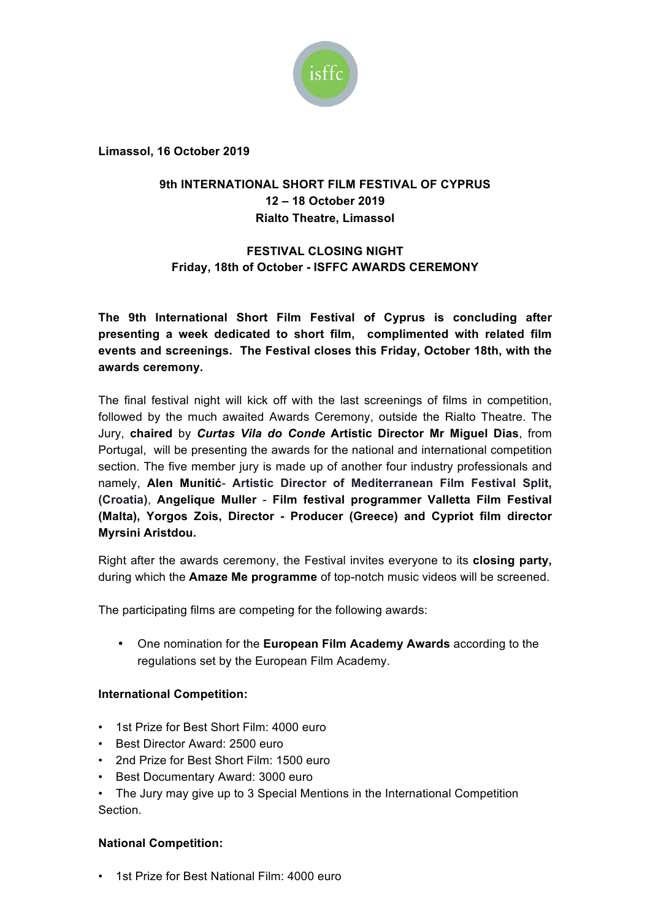**Limassol, 16 October 2019**

**9th INTERNATIONAL SHORT FILM FESTIVAL OF CYPRUS**
**12 – 18 October 2019**
**Rialto Theatre, Limassol**

**FESTIVAL CLOSING NIGHT**
**Friday, 18th of October - ISFFC AWARDS CEREMONY**

**The 9th International Short Film Festival of Cyprus is concluding after presenting a week dedicated to short film, complimented with related film events and screenings. The Festival closes this Friday, October 18th, with the awards ceremony.**

The final festival night will kick off with the last screenings of films in competition, followed by the much awaited Awards Ceremony, outside the Rialto Theatre. The Jury, **chaired** by ***Curtas Vila do Conde*** **Artistic Director Mr Miguel Dias**, from Portugal, will be presenting the awards for the national and international competition section. The five member jury is made up of another four industry professionals and namely, **Alen Munitić**- **Artistic Director of Mediterranean Film Festival Split, (Croatia)**, **Angelique Muller** - **Film festival programmer Valletta Film Festival (Malta), Yorgos Zois, Director - Producer (Greece) and Cypriot film director Myrsini Aristdou.**

Right after the awards ceremony, the Festival invites everyone to its **closing party,** during which the **Amaze Me programme** of top-notch music videos will be screened.

The participating films are competing for the following awards:

- One nomination for the **European Film Academy Awards** according to the regulations set by the European Film Academy.

**International Competition:**

- 1st Prize for Best Short Film: 4000 euro
- Best Director Award: 2500 euro
- 2nd Prize for Best Short Film: 1500 euro
- Best Documentary Award: 3000 euro
- The Jury may give up to 3 Special Mentions in the International Competition Section.

**National Competition:**

- 1st Prize for Best National Film: 4000 euro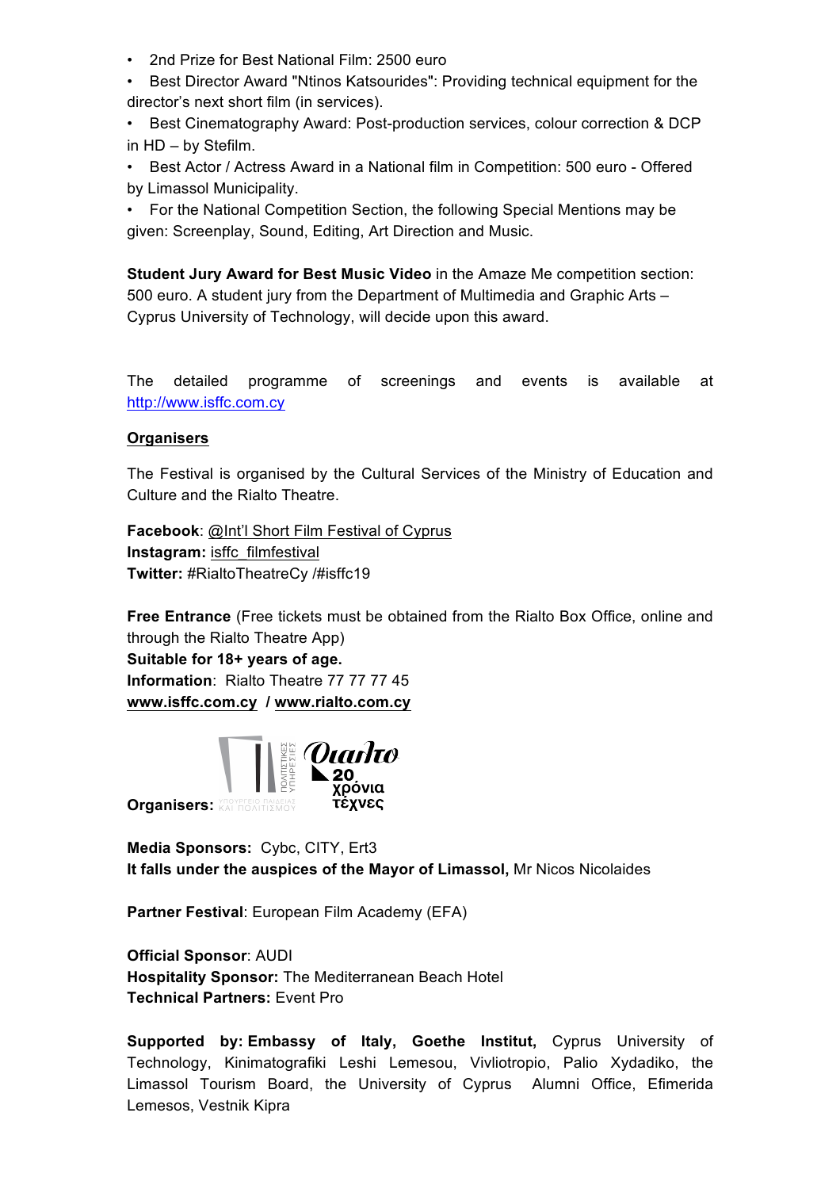- 2nd Prize for Best National Film: 2500 euro
- Best Director Award "Ntinos Katsourides": Providing technical equipment for the director's next short film (in services).
- Best Cinematography Award: Post-production services, colour correction & DCP in HD – by Stefilm.
- Best Actor / Actress Award in a National film in Competition: 500 euro - Offered by Limassol Municipality.
- For the National Competition Section, the following Special Mentions may be given: Screenplay, Sound, Editing, Art Direction and Music.

**Student Jury Award for Best Music Video** in the Amaze Me competition section: 500 euro. A student jury from the Department of Multimedia and Graphic Arts – Cyprus University of Technology, will decide upon this award.

The detailed programme of screenings and events is available at http://www.isffc.com.cy

**Organisers**

The Festival is organised by the Cultural Services of the Ministry of Education and Culture and the Rialto Theatre.

**Facebook**: @Int'l Short Film Festival of Cyprus
**Instagram:** isffc_filmfestival
**Twitter:** #RialtoTheatreCy /#isffc19

**Free Entrance** (Free tickets must be obtained from the Rialto Box Office, online and through the Rialto Theatre App)
**Suitable for 18+ years of age.**
**Information**: Rialto Theatre 77 77 77 45
**www.isffc.com.cy / www.rialto.com.cy**

**Organisers:** ΠΟΛΙΤΙΣΤΙΚΕΣ ΥΠΗΡΕΣΙΕΣ ΥΠΟΥΡΓΕΙΟ ΠΑΙΔΕΙΑΣ ΚΑΙ ΠΟΛΙΤΙΣΜΟΥ — Ριάλτο 20 χρόνια τέχνες

**Media Sponsors:** Cybc, CITY, Ert3
**It falls under the auspices of the Mayor of Limassol,** Mr Nicos Nicolaides

**Partner Festival**: European Film Academy (EFA)

**Official Sponsor**: AUDI
**Hospitality Sponsor:** The Mediterranean Beach Hotel
**Technical Partners:** Event Pro

**Supported by: Embassy of Italy, Goethe Institut,** Cyprus University of Technology, Kinimatografiki Leshi Lemesou, Vivliotropio, Palio Xydadiko, the Limassol Tourism Board, the University of Cyprus Alumni Office, Efimerida Lemesos, Vestnik Kipra